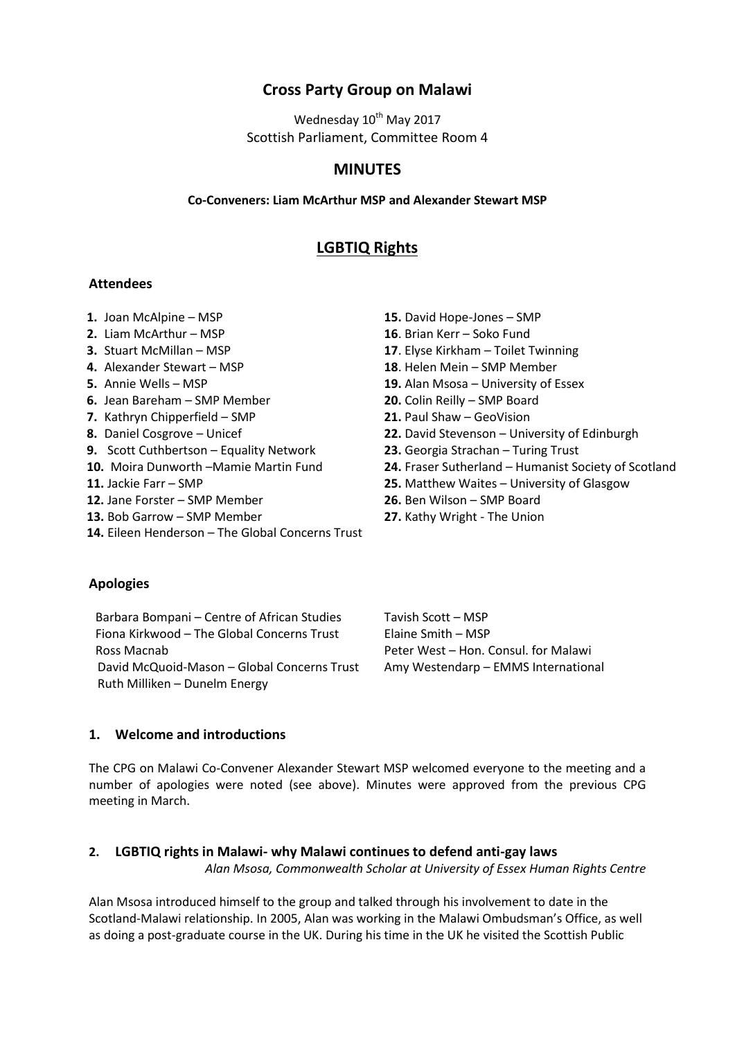# Cross Party Group on Malawi

Wednesday 10th May 2017
Scottish Parliament, Committee Room 4

## MINUTES

**Co-Conveners: Liam McArthur MSP and Alexander Stewart MSP**

## LGBTIQ Rights

### Attendees

1. Joan McAlpine – MSP
2. Liam McArthur – MSP
3. Stuart McMillan – MSP
4. Alexander Stewart – MSP
5. Annie Wells – MSP
6. Jean Bareham – SMP Member
7. Kathryn Chipperfield – SMP
8. Daniel Cosgrove – Unicef
9. Scott Cuthbertson – Equality Network
10. Moira Dunworth –Mamie Martin Fund
11. Jackie Farr – SMP
12. Jane Forster – SMP Member
13. Bob Garrow – SMP Member
14. Eileen Henderson – The Global Concerns Trust
15. David Hope-Jones – SMP
16. Brian Kerr – Soko Fund
17. Elyse Kirkham – Toilet Twinning
18. Helen Mein – SMP Member
19. Alan Msosa – University of Essex
20. Colin Reilly – SMP Board
21. Paul Shaw – GeoVision
22. David Stevenson – University of Edinburgh
23. Georgia Strachan – Turing Trust
24. Fraser Sutherland – Humanist Society of Scotland
25. Matthew Waites – University of Glasgow
26. Ben Wilson – SMP Board
27. Kathy Wright - The Union

### Apologies

Barbara Bompani – Centre of African Studies
Fiona Kirkwood – The Global Concerns Trust
Ross Macnab
David McQuoid-Mason – Global Concerns Trust
Ruth Milliken – Dunelm Energy
Tavish Scott – MSP
Elaine Smith – MSP
Peter West – Hon. Consul. for Malawi
Amy Westendarp – EMMS International

### 1. Welcome and introductions

The CPG on Malawi Co-Convener Alexander Stewart MSP welcomed everyone to the meeting and a number of apologies were noted (see above). Minutes were approved from the previous CPG meeting in March.

### 2. LGBTIQ rights in Malawi- why Malawi continues to defend anti-gay laws

*Alan Msosa, Commonwealth Scholar at University of Essex Human Rights Centre*

Alan Msosa introduced himself to the group and talked through his involvement to date in the Scotland-Malawi relationship. In 2005, Alan was working in the Malawi Ombudsman's Office, as well as doing a post-graduate course in the UK. During his time in the UK he visited the Scottish Public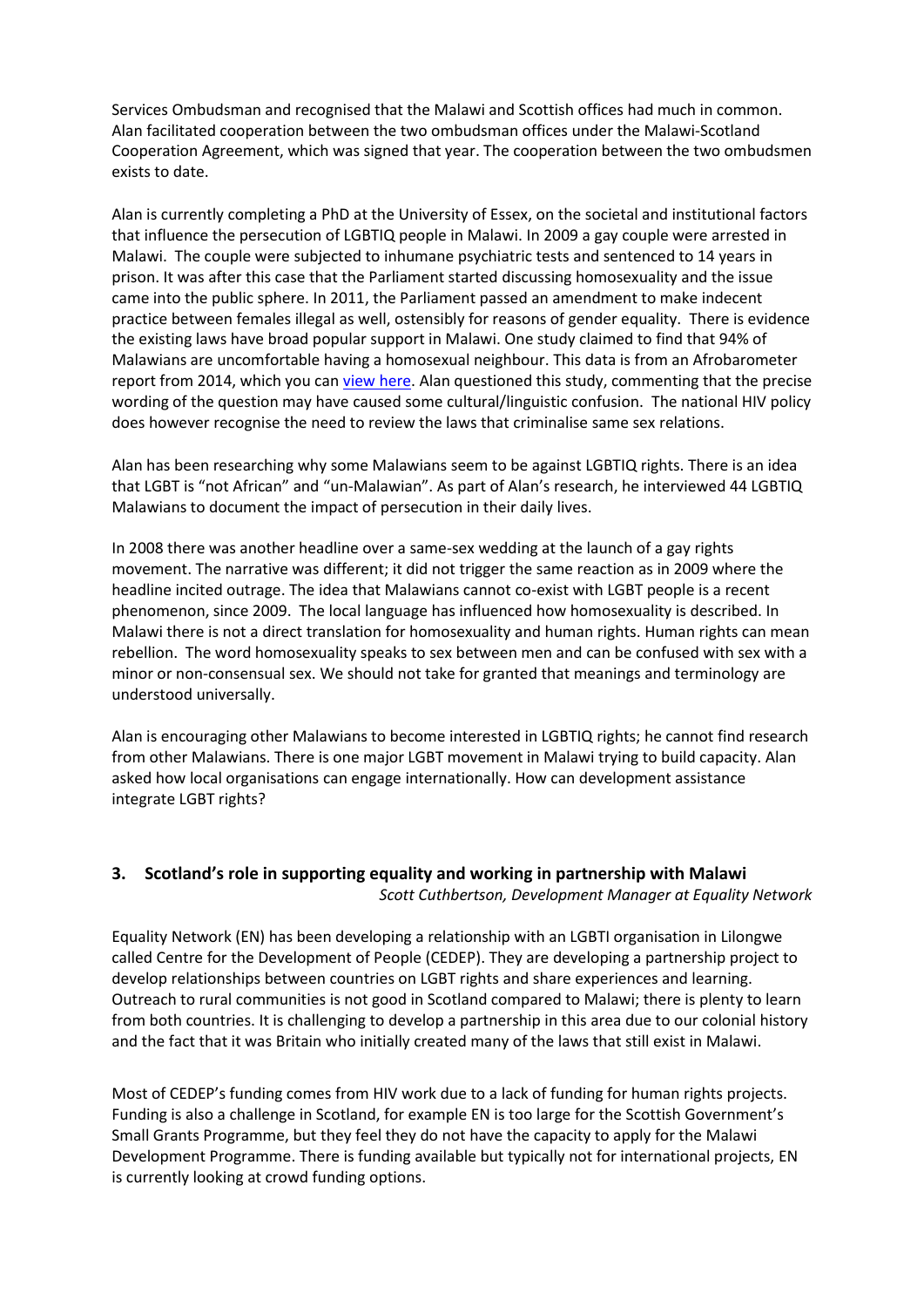Services Ombudsman and recognised that the Malawi and Scottish offices had much in common. Alan facilitated cooperation between the two ombudsman offices under the Malawi-Scotland Cooperation Agreement, which was signed that year. The cooperation between the two ombudsmen exists to date.

Alan is currently completing a PhD at the University of Essex, on the societal and institutional factors that influence the persecution of LGBTIQ people in Malawi. In 2009 a gay couple were arrested in Malawi. The couple were subjected to inhumane psychiatric tests and sentenced to 14 years in prison. It was after this case that the Parliament started discussing homosexuality and the issue came into the public sphere. In 2011, the Parliament passed an amendment to make indecent practice between females illegal as well, ostensibly for reasons of gender equality. There is evidence the existing laws have broad popular support in Malawi. One study claimed to find that 94% of Malawians are uncomfortable having a homosexual neighbour. This data is from an Afrobarometer report from 2014, which you can view here. Alan questioned this study, commenting that the precise wording of the question may have caused some cultural/linguistic confusion. The national HIV policy does however recognise the need to review the laws that criminalise same sex relations.

Alan has been researching why some Malawians seem to be against LGBTIQ rights. There is an idea that LGBT is "not African" and "un-Malawian". As part of Alan's research, he interviewed 44 LGBTIQ Malawians to document the impact of persecution in their daily lives.

In 2008 there was another headline over a same-sex wedding at the launch of a gay rights movement. The narrative was different; it did not trigger the same reaction as in 2009 where the headline incited outrage. The idea that Malawians cannot co-exist with LGBT people is a recent phenomenon, since 2009. The local language has influenced how homosexuality is described. In Malawi there is not a direct translation for homosexuality and human rights. Human rights can mean rebellion. The word homosexuality speaks to sex between men and can be confused with sex with a minor or non-consensual sex. We should not take for granted that meanings and terminology are understood universally.

Alan is encouraging other Malawians to become interested in LGBTIQ rights; he cannot find research from other Malawians. There is one major LGBT movement in Malawi trying to build capacity. Alan asked how local organisations can engage internationally. How can development assistance integrate LGBT rights?

## 3. Scotland's role in supporting equality and working in partnership with Malawi

*Scott Cuthbertson, Development Manager at Equality Network*

Equality Network (EN) has been developing a relationship with an LGBTI organisation in Lilongwe called Centre for the Development of People (CEDEP). They are developing a partnership project to develop relationships between countries on LGBT rights and share experiences and learning. Outreach to rural communities is not good in Scotland compared to Malawi; there is plenty to learn from both countries. It is challenging to develop a partnership in this area due to our colonial history and the fact that it was Britain who initially created many of the laws that still exist in Malawi.

Most of CEDEP's funding comes from HIV work due to a lack of funding for human rights projects. Funding is also a challenge in Scotland, for example EN is too large for the Scottish Government's Small Grants Programme, but they feel they do not have the capacity to apply for the Malawi Development Programme. There is funding available but typically not for international projects, EN is currently looking at crowd funding options.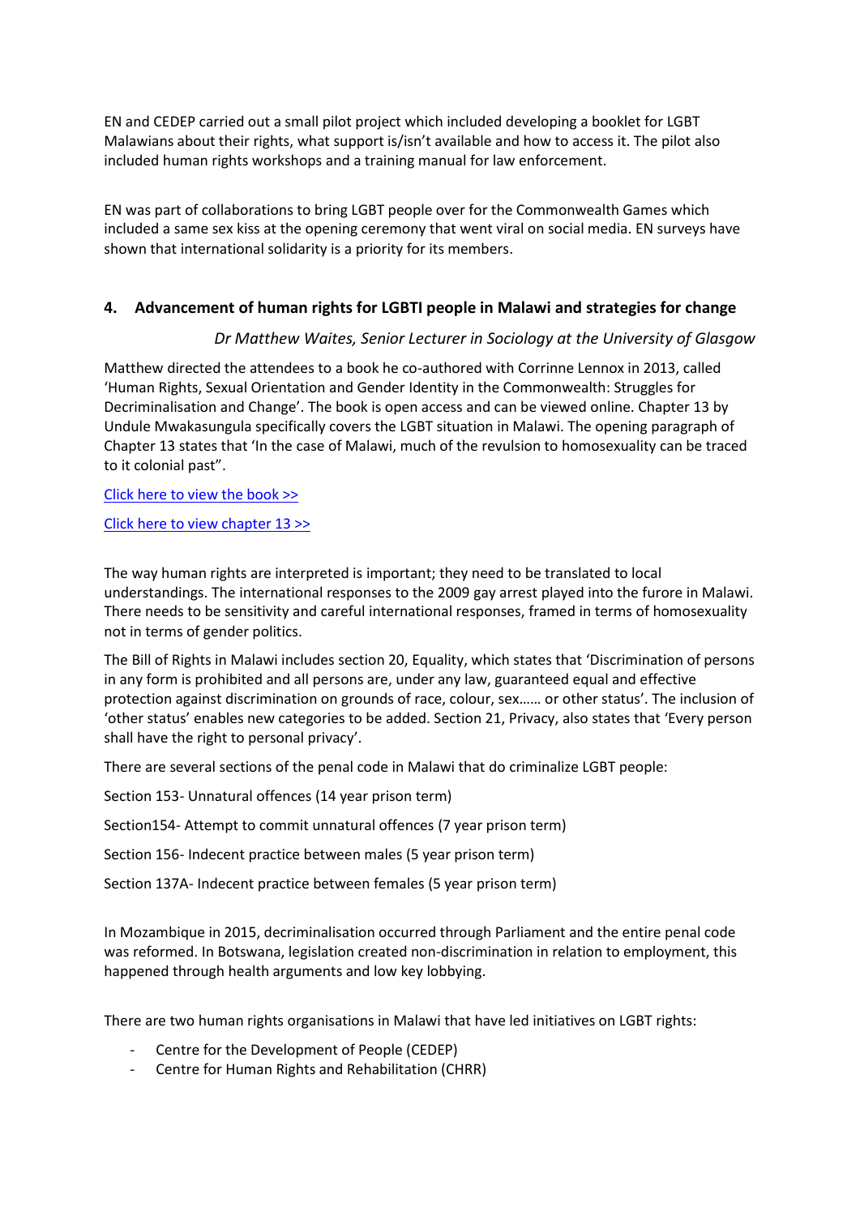EN and CEDEP carried out a small pilot project which included developing a booklet for LGBT Malawians about their rights, what support is/isn't available and how to access it. The pilot also included human rights workshops and a training manual for law enforcement.

EN was part of collaborations to bring LGBT people over for the Commonwealth Games which included a same sex kiss at the opening ceremony that went viral on social media. EN surveys have shown that international solidarity is a priority for its members.

## 4. Advancement of human rights for LGBTI people in Malawi and strategies for change

*Dr Matthew Waites, Senior Lecturer in Sociology at the University of Glasgow*

Matthew directed the attendees to a book he co-authored with Corrinne Lennox in 2013, called 'Human Rights, Sexual Orientation and Gender Identity in the Commonwealth: Struggles for Decriminalisation and Change'. The book is open access and can be viewed online. Chapter 13 by Undule Mwakasungula specifically covers the LGBT situation in Malawi. The opening paragraph of Chapter 13 states that 'In the case of Malawi, much of the revulsion to homosexuality can be traced to it colonial past".

Click here to view the book >>

Click here to view chapter 13 >>

The way human rights are interpreted is important; they need to be translated to local understandings. The international responses to the 2009 gay arrest played into the furore in Malawi. There needs to be sensitivity and careful international responses, framed in terms of homosexuality not in terms of gender politics.

The Bill of Rights in Malawi includes section 20, Equality, which states that 'Discrimination of persons in any form is prohibited and all persons are, under any law, guaranteed equal and effective protection against discrimination on grounds of race, colour, sex…… or other status'. The inclusion of 'other status' enables new categories to be added. Section 21, Privacy, also states that 'Every person shall have the right to personal privacy'.

There are several sections of the penal code in Malawi that do criminalize LGBT people:

Section 153- Unnatural offences (14 year prison term)

Section154- Attempt to commit unnatural offences (7 year prison term)

Section 156- Indecent practice between males (5 year prison term)

Section 137A- Indecent practice between females (5 year prison term)

In Mozambique in 2015, decriminalisation occurred through Parliament and the entire penal code was reformed. In Botswana, legislation created non-discrimination in relation to employment, this happened through health arguments and low key lobbying.

There are two human rights organisations in Malawi that have led initiatives on LGBT rights:

- Centre for the Development of People (CEDEP)
- Centre for Human Rights and Rehabilitation (CHRR)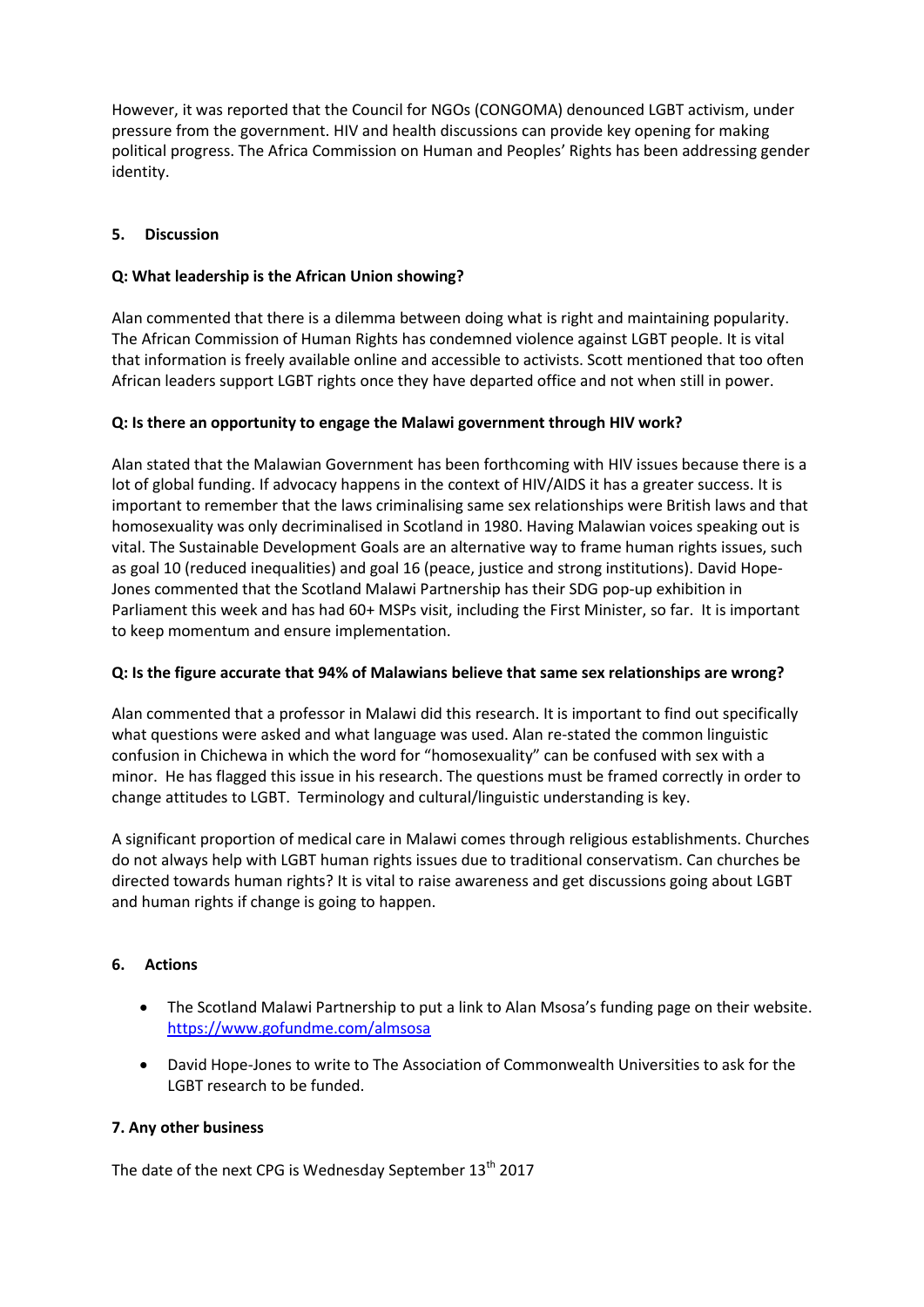However, it was reported that the Council for NGOs (CONGOMA) denounced LGBT activism, under pressure from the government. HIV and health discussions can provide key opening for making political progress. The Africa Commission on Human and Peoples' Rights has been addressing gender identity.

## 5. Discussion

**Q: What leadership is the African Union showing?**

Alan commented that there is a dilemma between doing what is right and maintaining popularity. The African Commission of Human Rights has condemned violence against LGBT people. It is vital that information is freely available online and accessible to activists. Scott mentioned that too often African leaders support LGBT rights once they have departed office and not when still in power.

**Q: Is there an opportunity to engage the Malawi government through HIV work?**

Alan stated that the Malawian Government has been forthcoming with HIV issues because there is a lot of global funding. If advocacy happens in the context of HIV/AIDS it has a greater success. It is important to remember that the laws criminalising same sex relationships were British laws and that homosexuality was only decriminalised in Scotland in 1980. Having Malawian voices speaking out is vital. The Sustainable Development Goals are an alternative way to frame human rights issues, such as goal 10 (reduced inequalities) and goal 16 (peace, justice and strong institutions). David Hope-Jones commented that the Scotland Malawi Partnership has their SDG pop-up exhibition in Parliament this week and has had 60+ MSPs visit, including the First Minister, so far. It is important to keep momentum and ensure implementation.

**Q: Is the figure accurate that 94% of Malawians believe that same sex relationships are wrong?**

Alan commented that a professor in Malawi did this research. It is important to find out specifically what questions were asked and what language was used. Alan re-stated the common linguistic confusion in Chichewa in which the word for "homosexuality" can be confused with sex with a minor. He has flagged this issue in his research. The questions must be framed correctly in order to change attitudes to LGBT. Terminology and cultural/linguistic understanding is key.

A significant proportion of medical care in Malawi comes through religious establishments. Churches do not always help with LGBT human rights issues due to traditional conservatism. Can churches be directed towards human rights? It is vital to raise awareness and get discussions going about LGBT and human rights if change is going to happen.

## 6. Actions

- The Scotland Malawi Partnership to put a link to Alan Msosa's funding page on their website. https://www.gofundme.com/almsosa
- David Hope-Jones to write to The Association of Commonwealth Universities to ask for the LGBT research to be funded.

## 7. Any other business

The date of the next CPG is Wednesday September 13th 2017